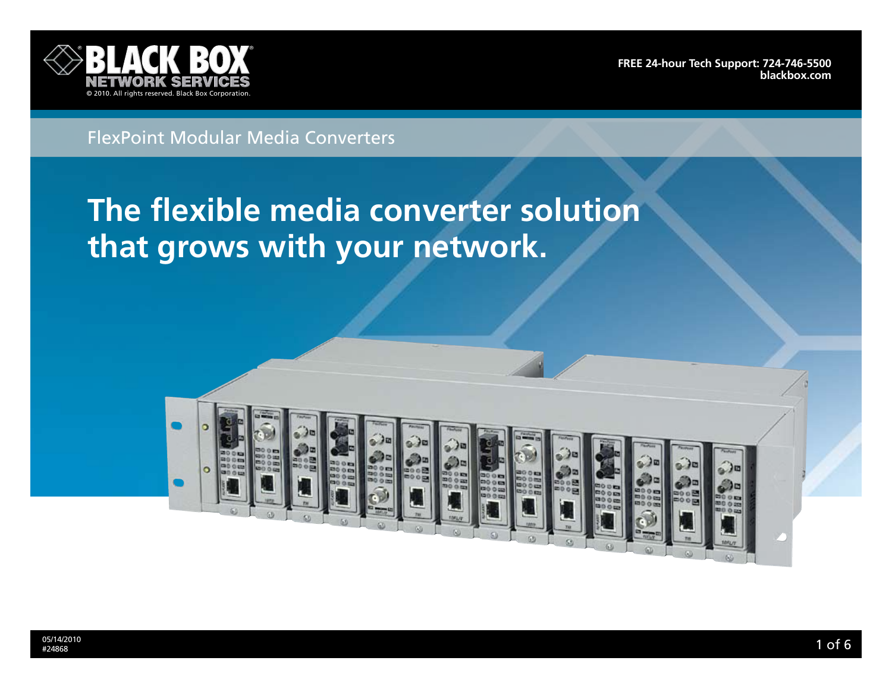BLACK BOX NETWORK SERVICES

© 2010. All rights reserved. Black Box Corporation.

FREE 24-hour Tech Support: 724-746-5500
blackbox.com

FlexPoint Modular Media Converters

# The flexible media converter solution that grows with your network.

05/14/2010
#24868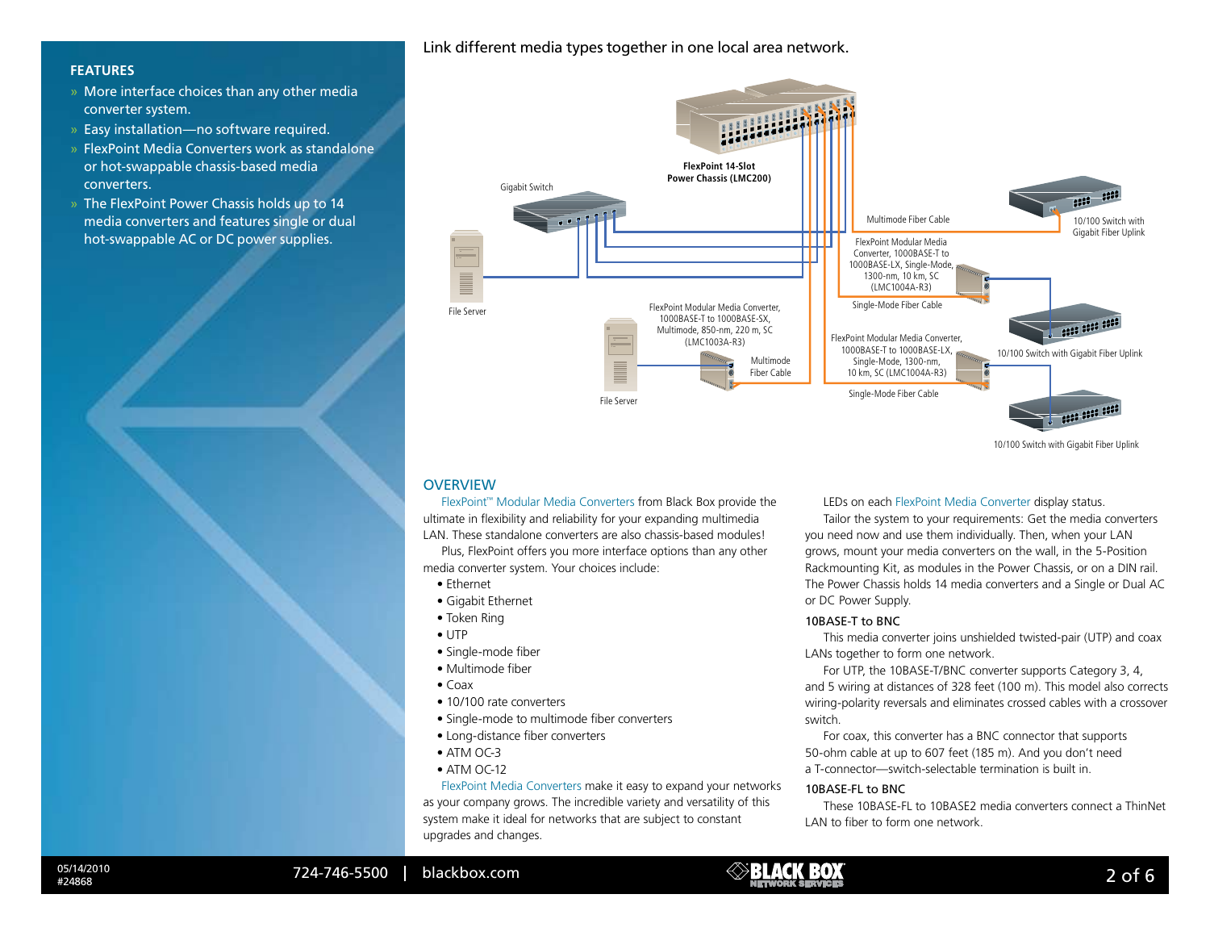## FEATURES

- More interface choices than any other media converter system.
- Easy installation—no software required.
- FlexPoint Media Converters work as standalone or hot-swappable chassis-based media converters.
- The FlexPoint Power Chassis holds up to 14 media converters and features single or dual hot-swappable AC or DC power supplies.

Link different media types together in one local area network.

FlexPoint 14-Slot Power Chassis (LMC200)

Gigabit Switch

File Server

Multimode Fiber Cable

10/100 Switch with Gigabit Fiber Uplink

FlexPoint Modular Media Converter, 1000BASE-T to 1000BASE-LX, Single-Mode, 1300-nm, 10 km, SC (LMC1004A-R3)

Single-Mode Fiber Cable

FlexPoint Modular Media Converter, 1000BASE-T to 1000BASE-SX, Multimode, 850-nm, 220 m, SC (LMC1003A-R3)

Multimode Fiber Cable

File Server

FlexPoint Modular Media Converter, 1000BASE-T to 1000BASE-LX, Single-Mode, 1300-nm, 10 km, SC (LMC1004A-R3)

10/100 Switch with Gigabit Fiber Uplink

Single-Mode Fiber Cable

10/100 Switch with Gigabit Fiber Uplink

## OVERVIEW

FlexPoint™ Modular Media Converters from Black Box provide the ultimate in flexibility and reliability for your expanding multimedia LAN. These standalone converters are also chassis-based modules!

Plus, FlexPoint offers you more interface options than any other media converter system. Your choices include:

- Ethernet
- Gigabit Ethernet
- Token Ring
- UTP
- Single-mode fiber
- Multimode fiber
- Coax
- 10/100 rate converters
- Single-mode to multimode fiber converters
- Long-distance fiber converters
- ATM OC-3
- ATM OC-12

FlexPoint Media Converters make it easy to expand your networks as your company grows. The incredible variety and versatility of this system make it ideal for networks that are subject to constant upgrades and changes.

LEDs on each FlexPoint Media Converter display status.

Tailor the system to your requirements: Get the media converters you need now and use them individually. Then, when your LAN grows, mount your media converters on the wall, in the 5-Position Rackmounting Kit, as modules in the Power Chassis, or on a DIN rail. The Power Chassis holds 14 media converters and a Single or Dual AC or DC Power Supply.

### 10BASE-T to BNC

This media converter joins unshielded twisted-pair (UTP) and coax LANs together to form one network.

For UTP, the 10BASE-T/BNC converter supports Category 3, 4, and 5 wiring at distances of 328 feet (100 m). This model also corrects wiring-polarity reversals and eliminates crossed cables with a crossover switch.

For coax, this converter has a BNC connector that supports 50-ohm cable at up to 607 feet (185 m). And you don't need a T-connector—switch-selectable termination is built in.

### 10BASE-FL to BNC

These 10BASE-FL to 10BASE2 media converters connect a ThinNet LAN to fiber to form one network.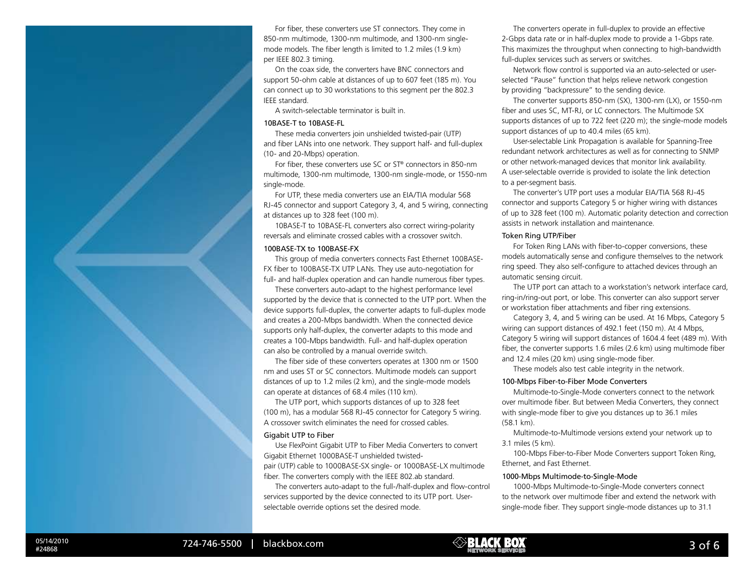For fiber, these converters use ST connectors. They come in 850-nm multimode, 1300-nm multimode, and 1300-nm single-mode models. The fiber length is limited to 1.2 miles (1.9 km) per IEEE 802.3 timing.

On the coax side, the converters have BNC connectors and support 50-ohm cable at distances of up to 607 feet (185 m). You can connect up to 30 workstations to this segment per the 802.3 IEEE standard.

A switch-selectable terminator is built in.

### 10BASE-T to 10BASE-FL

These media converters join unshielded twisted-pair (UTP) and fiber LANs into one network. They support half- and full-duplex (10- and 20-Mbps) operation.

For fiber, these converters use SC or ST® connectors in 850-nm multimode, 1300-nm multimode, 1300-nm single-mode, or 1550-nm single-mode.

For UTP, these media converters use an EIA/TIA modular 568 RJ-45 connector and support Category 3, 4, and 5 wiring, connecting at distances up to 328 feet (100 m).

10BASE-T to 10BASE-FL converters also correct wiring-polarity reversals and eliminate crossed cables with a crossover switch.

### 100BASE-TX to 100BASE-FX

This group of media converters connects Fast Ethernet 100BASE-FX fiber to 100BASE-TX UTP LANs. They use auto-negotiation for full- and half-duplex operation and can handle numerous fiber types.

These converters auto-adapt to the highest performance level supported by the device that is connected to the UTP port. When the device supports full-duplex, the converter adapts to full-duplex mode and creates a 200-Mbps bandwidth. When the connected device supports only half-duplex, the converter adapts to this mode and creates a 100-Mbps bandwidth. Full- and half-duplex operation can also be controlled by a manual override switch.

The fiber side of these converters operates at 1300 nm or 1500 nm and uses ST or SC connectors. Multimode models can support distances of up to 1.2 miles (2 km), and the single-mode models can operate at distances of 68.4 miles (110 km).

The UTP port, which supports distances of up to 328 feet (100 m), has a modular 568 RJ-45 connector for Category 5 wiring. A crossover switch eliminates the need for crossed cables.

### Gigabit UTP to Fiber

Use FlexPoint Gigabit UTP to Fiber Media Converters to convert Gigabit Ethernet 1000BASE-T unshielded twisted-pair (UTP) cable to 1000BASE-SX single- or 1000BASE-LX multimode fiber. The converters comply with the IEEE 802.ab standard.

The converters auto-adapt to the full-/half-duplex and flow-control services supported by the device connected to its UTP port. User-selectable override options set the desired mode.

The converters operate in full-duplex to provide an effective 2-Gbps data rate or in half-duplex mode to provide a 1-Gbps rate. This maximizes the throughput when connecting to high-bandwidth full-duplex services such as servers or switches.

Network flow control is supported via an auto-selected or user-selected “Pause” function that helps relieve network congestion by providing “backpressure” to the sending device.

The converter supports 850-nm (SX), 1300-nm (LX), or 1550-nm fiber and uses SC, MT-RJ, or LC connectors. The Multimode SX supports distances of up to 722 feet (220 m); the single-mode models support distances of up to 40.4 miles (65 km).

User-selectable Link Propagation is available for Spanning-Tree redundant network architectures as well as for connecting to SNMP or other network-managed devices that monitor link availability. A user-selectable override is provided to isolate the link detection to a per-segment basis.

The converter’s UTP port uses a modular EIA/TIA 568 RJ-45 connector and supports Category 5 or higher wiring with distances of up to 328 feet (100 m). Automatic polarity detection and correction assists in network installation and maintenance.

### Token Ring UTP/Fiber

For Token Ring LANs with fiber-to-copper conversions, these models automatically sense and configure themselves to the network ring speed. They also self-configure to attached devices through an automatic sensing circuit.

The UTP port can attach to a workstation’s network interface card, ring-in/ring-out port, or lobe. This converter can also support server or workstation fiber attachments and fiber ring extensions.

Category 3, 4, and 5 wiring can be used. At 16 Mbps, Category 5 wiring can support distances of 492.1 feet (150 m). At 4 Mbps, Category 5 wiring will support distances of 1604.4 feet (489 m). With fiber, the converter supports 1.6 miles (2.6 km) using multimode fiber and 12.4 miles (20 km) using single-mode fiber.

These models also test cable integrity in the network.

### 100-Mbps Fiber-to-Fiber Mode Converters

Multimode-to-Single-Mode converters connect to the network over multimode fiber. But between Media Converters, they connect with single-mode fiber to give you distances up to 36.1 miles (58.1 km).

Multimode-to-Multimode versions extend your network up to 3.1 miles (5 km).

100-Mbps Fiber-to-Fiber Mode Converters support Token Ring, Ethernet, and Fast Ethernet.

### 1000-Mbps Multimode-to-Single-Mode

1000-Mbps Multimode-to-Single-Mode converters connect to the network over multimode fiber and extend the network with single-mode fiber. They support single-mode distances up to 31.1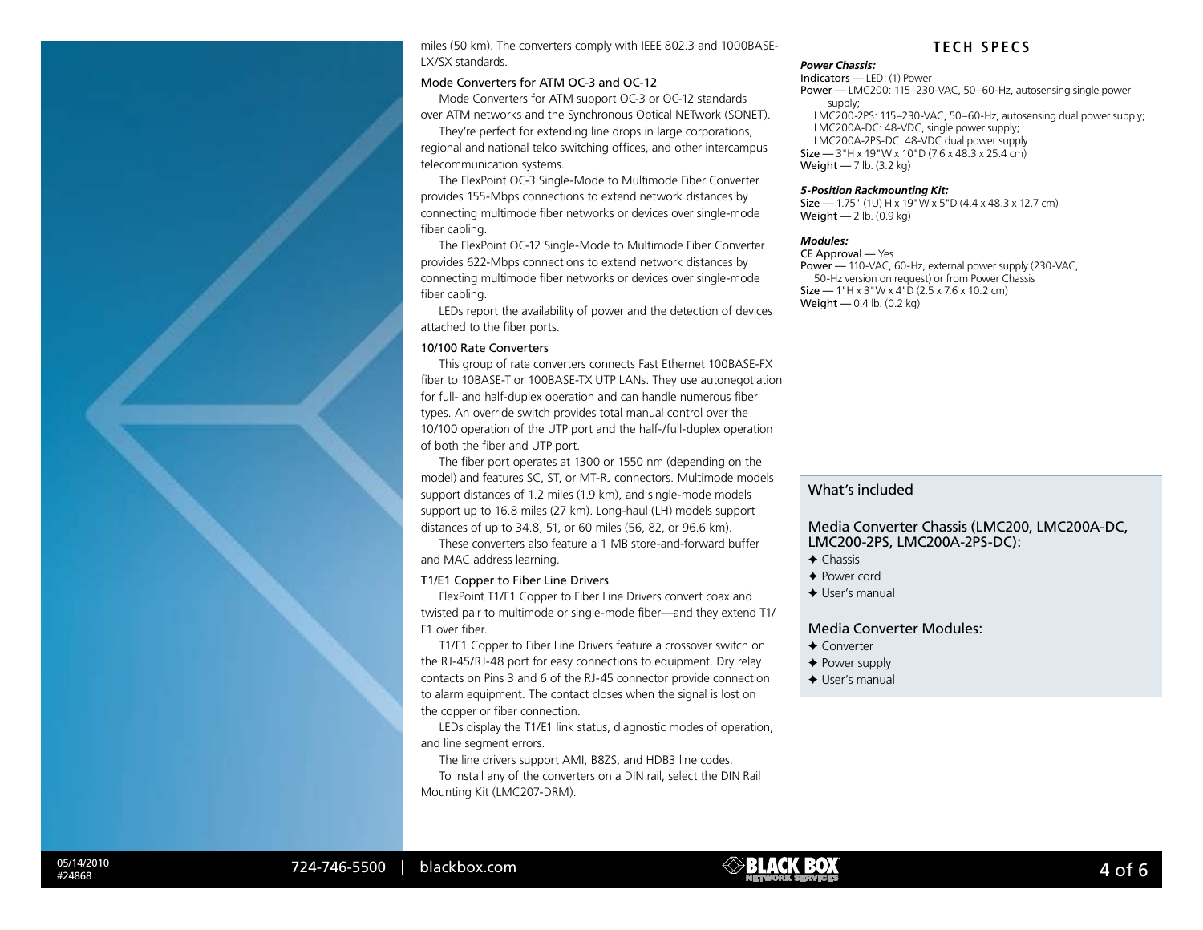miles (50 km). The converters comply with IEEE 802.3 and 1000BASE-LX/SX standards.

### Mode Converters for ATM OC-3 and OC-12

Mode Converters for ATM support OC-3 or OC-12 standards over ATM networks and the Synchronous Optical NETwork (SONET).

They're perfect for extending line drops in large corporations, regional and national telco switching offices, and other intercampus telecommunication systems.

The FlexPoint OC-3 Single-Mode to Multimode Fiber Converter provides 155-Mbps connections to extend network distances by connecting multimode fiber networks or devices over single-mode fiber cabling.

The FlexPoint OC-12 Single-Mode to Multimode Fiber Converter provides 622-Mbps connections to extend network distances by connecting multimode fiber networks or devices over single-mode fiber cabling.

LEDs report the availability of power and the detection of devices attached to the fiber ports.

### 10/100 Rate Converters

This group of rate converters connects Fast Ethernet 100BASE-FX fiber to 10BASE-T or 100BASE-TX UTP LANs. They use autonegotiation for full- and half-duplex operation and can handle numerous fiber types. An override switch provides total manual control over the 10/100 operation of the UTP port and the half-/full-duplex operation of both the fiber and UTP port.

The fiber port operates at 1300 or 1550 nm (depending on the model) and features SC, ST, or MT-RJ connectors. Multimode models support distances of 1.2 miles (1.9 km), and single-mode models support up to 16.8 miles (27 km). Long-haul (LH) models support distances of up to 34.8, 51, or 60 miles (56, 82, or 96.6 km).

These converters also feature a 1 MB store-and-forward buffer and MAC address learning.

### T1/E1 Copper to Fiber Line Drivers

FlexPoint T1/E1 Copper to Fiber Line Drivers convert coax and twisted pair to multimode or single-mode fiber—and they extend T1/E1 over fiber.

T1/E1 Copper to Fiber Line Drivers feature a crossover switch on the RJ-45/RJ-48 port for easy connections to equipment. Dry relay contacts on Pins 3 and 6 of the RJ-45 connector provide connection to alarm equipment. The contact closes when the signal is lost on the copper or fiber connection.

LEDs display the T1/E1 link status, diagnostic modes of operation, and line segment errors.

The line drivers support AMI, B8ZS, and HDB3 line codes.

To install any of the converters on a DIN rail, select the DIN Rail Mounting Kit (LMC207-DRM).

## TECH SPECS

***Power Chassis:***

**Indicators** — LED: (1) Power

**Power** — LMC200: 115–230-VAC, 50–60-Hz, autosensing single power supply;
LMC200-2PS: 115–230-VAC, 50–60-Hz, autosensing dual power supply;
LMC200A-DC: 48-VDC, single power supply;
LMC200A-2PS-DC: 48-VDC dual power supply

**Size** — 3"H x 19"W x 10"D (7.6 x 48.3 x 25.4 cm)

**Weight** — 7 lb. (3.2 kg)

***5-Position Rackmounting Kit:***

**Size** — 1.75" (1U) H x 19"W x 5"D (4.4 x 48.3 x 12.7 cm)

**Weight** — 2 lb. (0.9 kg)

***Modules:***

**CE Approval** — Yes

**Power** — 110-VAC, 60-Hz, external power supply (230-VAC, 50-Hz version on request) or from Power Chassis

**Size** — 1"H x 3"W x 4"D (2.5 x 7.6 x 10.2 cm)

**Weight** — 0.4 lb. (0.2 kg)

## What's included

### Media Converter Chassis (LMC200, LMC200A-DC, LMC200-2PS, LMC200A-2PS-DC):

- Chassis
- Power cord
- User's manual

### Media Converter Modules:

- Converter
- Power supply
- User's manual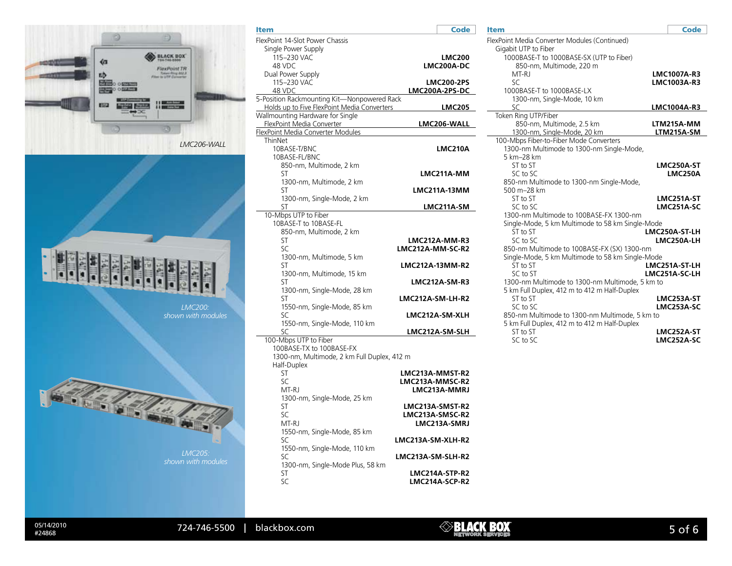LMC206-WALL

LMC200: shown with modules

LMC205: shown with modules

| Item | Code |
|---|---|
| FlexPoint 14-Slot Power Chassis | |
| Single Power Supply | |
| 115–230 VAC | LMC200 |
| 48 VDC | LMC200A-DC |
| Dual Power Supply | |
| 115–230 VAC | LMC200-2PS |
| 48 VDC | LMC200A-2PS-DC |
| 5-Position Rackmounting Kit—Nonpowered Rack | |
| Holds up to Five FlexPoint Media Converters | LMC205 |
| Wallmounting Hardware for Single | |
| FlexPoint Media Converter | LMC206-WALL |
| FlexPoint Media Converter Modules | |
| ThinNet | |
| 10BASE-T/BNC | LMC210A |
| 10BASE-FL/BNC | |
| 850-nm, Multimode, 2 km | |
| ST | LMC211A-MM |
| 1300-nm, Multimode, 2 km | |
| ST | LMC211A-13MM |
| 1300-nm, Single-Mode, 2 km | |
| ST | LMC211A-SM |
| 10-Mbps UTP to Fiber | |
| 10BASE-T to 10BASE-FL | |
| 850-nm, Multimode, 2 km | |
| ST | LMC212A-MM-R3 |
| SC | LMC212A-MM-SC-R2 |
| 1300-nm, Multimode, 5 km | |
| ST | LMC212A-13MM-R2 |
| 1300-nm, Multimode, 15 km | |
| ST | LMC212A-SM-R3 |
| 1300-nm, Single-Mode, 28 km | |
| ST | LMC212A-SM-LH-R2 |
| 1550-nm, Single-Mode, 85 km | |
| SC | LMC212A-SM-XLH |
| 1550-nm, Single-Mode, 110 km | |
| SC | LMC212A-SM-SLH |
| 100-Mbps UTP to Fiber | |
| 100BASE-TX to 100BASE-FX | |
| 1300-nm, Multimode, 2 km Full Duplex, 412 m Half-Duplex | |
| ST | LMC213A-MMST-R2 |
| SC | LMC213A-MMSC-R2 |
| MT-RJ | LMC213A-MMRJ |
| 1300-nm, Single-Mode, 25 km | |
| ST | LMC213A-SMST-R2 |
| SC | LMC213A-SMSC-R2 |
| MT-RJ | LMC213A-SMRJ |
| 1550-nm, Single-Mode, 85 km | |
| SC | LMC213A-SM-XLH-R2 |
| 1550-nm, Single-Mode, 110 km | |
| SC | LMC213A-SM-SLH-R2 |
| 1300-nm, Single-Mode Plus, 58 km | |
| ST | LMC214A-STP-R2 |
| SC | LMC214A-SCP-R2 |

| Item | Code |
|---|---|
| FlexPoint Media Converter Modules (Continued) | |
| Gigabit UTP to Fiber | |
| 1000BASE-T to 1000BASE-SX (UTP to Fiber) | |
| 850-nm, Multimode, 220 m | |
| MT-RJ | LMC1007A-R3 |
| SC | LMC1003A-R3 |
| 1000BASE-T to 1000BASE-LX | |
| 1300-nm, Single-Mode, 10 km | |
| SC | LMC1004A-R3 |
| Token Ring UTP/Fiber | |
| 850-nm, Multimode, 2.5 km | LTM215A-MM |
| 1300-nm, Single-Mode, 20 km | LTM215A-SM |
| 100-Mbps Fiber-to-Fiber Mode Converters | |
| 1300-nm Multimode to 1300-nm Single-Mode, 5 km–28 km | |
| ST to ST | LMC250A-ST |
| SC to SC | LMC250A |
| 850-nm Multimode to 1300-nm Single-Mode, 500 m–28 km | |
| ST to ST | LMC251A-ST |
| SC to SC | LMC251A-SC |
| 1300-nm Multimode to 100BASE-FX 1300-nm Single-Mode, 5 km Multimode to 58 km Single-Mode | |
| ST to ST | LMC250A-ST-LH |
| SC to SC | LMC250A-LH |
| 850-nm Multimode to 100BASE-FX (SX) 1300-nm Single-Mode, 5 km Multimode to 58 km Single-Mode | |
| ST to ST | LMC251A-ST-LH |
| SC to ST | LMC251A-SC-LH |
| 1300-nm Multimode to 1300-nm Multimode, 5 km to 5 km Full Duplex, 412 m to 412 m Half-Duplex | |
| ST to ST | LMC253A-ST |
| SC to SC | LMC253A-SC |
| 850-nm Multimode to 1300-nm Multimode, 5 km to 5 km Full Duplex, 412 m to 412 m Half-Duplex | |
| ST to ST | LMC252A-ST |
| SC to SC | LMC252A-SC |

05/14/2010
#24868

724-746-5500 | blackbox.com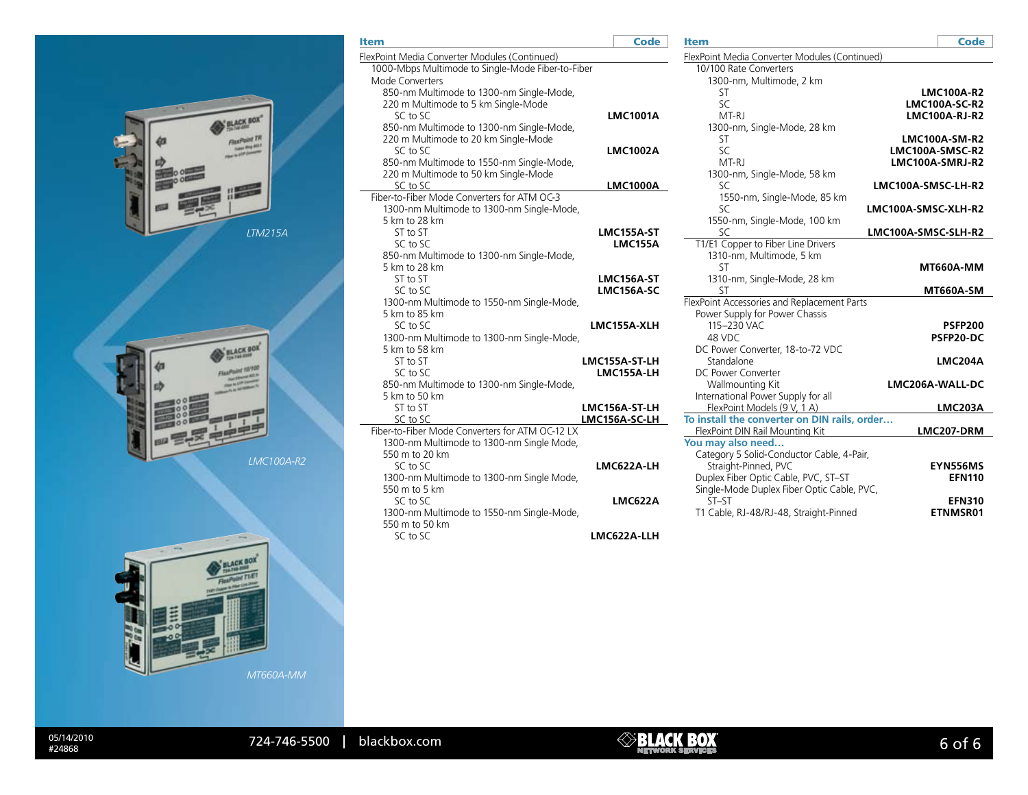LTM215A

LMC100A-R2

MT660A-MM

| Item | Code |
|---|---|
| FlexPoint Media Converter Modules (Continued) | |
| 1000-Mbps Multimode to Single-Mode Fiber-to-Fiber Mode Converters | |
| 850-nm Multimode to 1300-nm Single-Mode, 220 m Multimode to 5 km Single-Mode | |
| SC to SC | **LMC1001A** |
| 850-nm Multimode to 1300-nm Single-Mode, 220 m Multimode to 20 km Single-Mode | |
| SC to SC | **LMC1002A** |
| 850-nm Multimode to 1550-nm Single-Mode, 220 m Multimode to 50 km Single-Mode | |
| SC to SC | **LMC1000A** |
| Fiber-to-Fiber Mode Converters for ATM OC-3 | |
| 1300-nm Multimode to 1300-nm Single-Mode, 5 km to 28 km | |
| ST to ST | **LMC155A-ST** |
| SC to SC | **LMC155A** |
| 850-nm Multimode to 1300-nm Single-Mode, 5 km to 28 km | |
| ST to ST | **LMC156A-ST** |
| SC to SC | **LMC156A-SC** |
| 1300-nm Multimode to 1550-nm Single-Mode, 5 km to 85 km | |
| SC to SC | **LMC155A-XLH** |
| 1300-nm Multimode to 1300-nm Single-Mode, 5 km to 58 km | |
| ST to ST | **LMC155A-ST-LH** |
| SC to SC | **LMC155A-LH** |
| 850-nm Multimode to 1300-nm Single-Mode, 5 km to 50 km | |
| ST to ST | **LMC156A-ST-LH** |
| SC to SC | **LMC156A-SC-LH** |
| Fiber-to-Fiber Mode Converters for ATM OC-12 LX | |
| 1300-nm Multimode to 1300-nm Single Mode, 550 m to 20 km | |
| SC to SC | **LMC622A-LH** |
| 1300-nm Multimode to 1300-nm Single Mode, 550 m to 5 km | |
| SC to SC | **LMC622A** |
| 1300-nm Multimode to 1550-nm Single-Mode, 550 m to 50 km | |
| SC to SC | **LMC622A-LLH** |

| Item | Code |
|---|---|
| FlexPoint Media Converter Modules (Continued) | |
| 10/100 Rate Converters | |
| 1300-nm, Multimode, 2 km | |
| ST | **LMC100A-R2** |
| SC | **LMC100A-SC-R2** |
| MT-RJ | **LMC100A-RJ-R2** |
| 1300-nm, Single-Mode, 28 km | |
| ST | **LMC100A-SM-R2** |
| SC | **LMC100A-SMSC-R2** |
| MT-RJ | **LMC100A-SMRJ-R2** |
| 1300-nm, Single-Mode, 58 km | |
| SC | **LMC100A-SMSC-LH-R2** |
| 1550-nm, Single-Mode, 85 km | |
| SC | **LMC100A-SMSC-XLH-R2** |
| 1550-nm, Single-Mode, 100 km | |
| SC | **LMC100A-SMSC-SLH-R2** |
| T1/E1 Copper to Fiber Line Drivers | |
| 1310-nm, Multimode, 5 km | |
| ST | **MT660A-MM** |
| 1310-nm, Single-Mode, 28 km | |
| ST | **MT660A-SM** |
| FlexPoint Accessories and Replacement Parts | |
| Power Supply for Power Chassis | |
| 115–230 VAC | **PSFP200** |
| 48 VDC | **PSFP20-DC** |
| DC Power Converter, 18-to-72 VDC | |
| Standalone | **LMC204A** |
| DC Power Converter | |
| Wallmounting Kit | **LMC206A-WALL-DC** |
| International Power Supply for all FlexPoint Models (9 V, 1 A) | **LMC203A** |
| **To install the converter on DIN rails, order…** | |
| FlexPoint DIN Rail Mounting Kit | **LMC207-DRM** |
| **You may also need…** | |
| Category 5 Solid-Conductor Cable, 4-Pair, Straight-Pinned, PVC | **EYN556MS** |
| Duplex Fiber Optic Cable, PVC, ST–ST | **EFN110** |
| Single-Mode Duplex Fiber Optic Cable, PVC, ST–ST | **EFN310** |
| T1 Cable, RJ-48/RJ-48, Straight-Pinned | **ETNMSR01** |

05/14/2010
#24868

724-746-5500 | blackbox.com